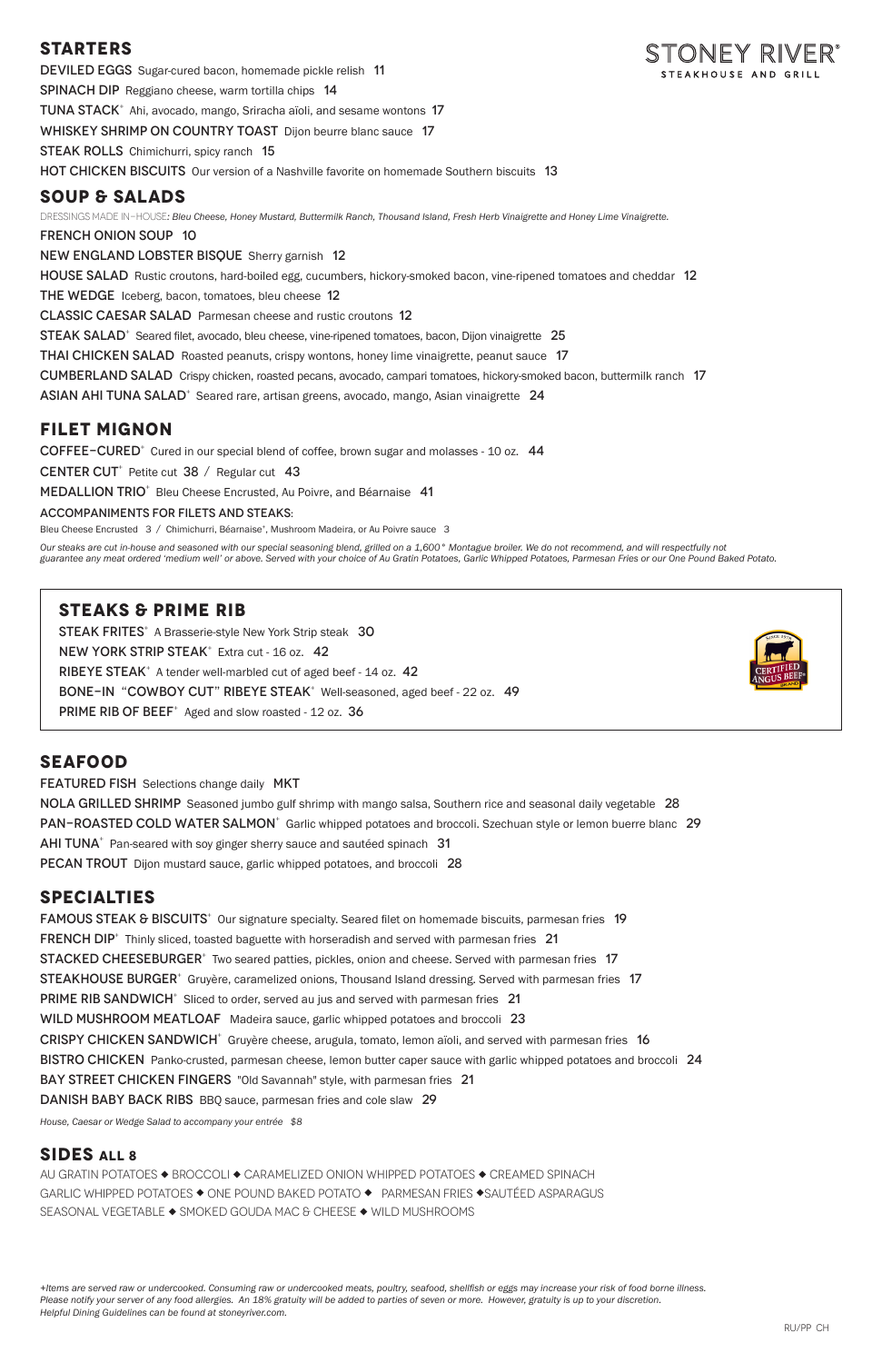# STONEY RIVER®
STEAKHOUSE AND GRILL

## STARTERS

**DEVILED EGGS** Sugar-cured bacon, homemade pickle relish 11

**SPINACH DIP** Reggiano cheese, warm tortilla chips 14

**TUNA STACK**+ Ahi, avocado, mango, Sriracha aïoli, and sesame wontons 17

**WHISKEY SHRIMP ON COUNTRY TOAST** Dijon beurre blanc sauce 17

**STEAK ROLLS** Chimichurri, spicy ranch 15

**HOT CHICKEN BISCUITS** Our version of a Nashville favorite on homemade Southern biscuits 13

## SOUP & SALADS

DRESSINGS MADE IN-HOUSE: *Bleu Cheese, Honey Mustard, Buttermilk Ranch, Thousand Island, Fresh Herb Vinaigrette and Honey Lime Vinaigrette.*

**FRENCH ONION SOUP** 10

**NEW ENGLAND LOBSTER BISQUE** Sherry garnish 12

**HOUSE SALAD** Rustic croutons, hard-boiled egg, cucumbers, hickory-smoked bacon, vine-ripened tomatoes and cheddar 12

**THE WEDGE** Iceberg, bacon, tomatoes, bleu cheese 12

**CLASSIC CAESAR SALAD** Parmesan cheese and rustic croutons 12

**STEAK SALAD**+ Seared filet, avocado, bleu cheese, vine-ripened tomatoes, bacon, Dijon vinaigrette 25

**THAI CHICKEN SALAD** Roasted peanuts, crispy wontons, honey lime vinaigrette, peanut sauce 17

**CUMBERLAND SALAD** Crispy chicken, roasted pecans, avocado, campari tomatoes, hickory-smoked bacon, buttermilk ranch 17

**ASIAN AHI TUNA SALAD**+ Seared rare, artisan greens, avocado, mango, Asian vinaigrette 24

## FILET MIGNON

**COFFEE-CURED**+ Cured in our special blend of coffee, brown sugar and molasses - 10 oz. 44

**CENTER CUT**+ Petite cut 38 / Regular cut 43

**MEDALLION TRIO**+ Bleu Cheese Encrusted, Au Poivre, and Béarnaise 41

ACCOMPANIMENTS FOR FILETS AND STEAKS:

Bleu Cheese Encrusted 3 / Chimichurri, Béarnaise+, Mushroom Madeira, or Au Poivre sauce 3

*Our steaks are cut in-house and seasoned with our special seasoning blend, grilled on a 1,600° Montague broiler. We do not recommend, and will respectfully not guarantee any meat ordered 'medium well' or above. Served with your choice of Au Gratin Potatoes, Garlic Whipped Potatoes, Parmesan Fries or our One Pound Baked Potato.*

## STEAKS & PRIME RIB

**STEAK FRITES**+ A Brasserie-style New York Strip steak 30

**NEW YORK STRIP STEAK**+ Extra cut - 16 oz. 42

**RIBEYE STEAK**+ A tender well-marbled cut of aged beef - 14 oz. 42

**BONE-IN "COWBOY CUT" RIBEYE STEAK**+ Well-seasoned, aged beef - 22 oz. 49

**PRIME RIB OF BEEF**+ Aged and slow roasted - 12 oz. 36

CERTIFIED ANGUS BEEF® BRAND

## SEAFOOD

**FEATURED FISH** Selections change daily MKT

**NOLA GRILLED SHRIMP** Seasoned jumbo gulf shrimp with mango salsa, Southern rice and seasonal daily vegetable 28

**PAN-ROASTED COLD WATER SALMON**+ Garlic whipped potatoes and broccoli. Szechuan style or lemon buerre blanc 29

**AHI TUNA**+ Pan-seared with soy ginger sherry sauce and sautéed spinach 31

**PECAN TROUT** Dijon mustard sauce, garlic whipped potatoes, and broccoli 28

## SPECIALTIES

**FAMOUS STEAK & BISCUITS**+ Our signature specialty. Seared filet on homemade biscuits, parmesan fries 19

**FRENCH DIP**+ Thinly sliced, toasted baguette with horseradish and served with parmesan fries 21

**STACKED CHEESEBURGER**+ Two seared patties, pickles, onion and cheese. Served with parmesan fries 17

**STEAKHOUSE BURGER**+ Gruyère, caramelized onions, Thousand Island dressing. Served with parmesan fries 17

**PRIME RIB SANDWICH**+ Sliced to order, served au jus and served with parmesan fries 21

**WILD MUSHROOM MEATLOAF** Madeira sauce, garlic whipped potatoes and broccoli 23

**CRISPY CHICKEN SANDWICH**+ Gruyère cheese, arugula, tomato, lemon aïoli, and served with parmesan fries 16

**BISTRO CHICKEN** Panko-crusted, parmesan cheese, lemon butter caper sauce with garlic whipped potatoes and broccoli 24

**BAY STREET CHICKEN FINGERS** "Old Savannah" style, with parmesan fries 21

**DANISH BABY BACK RIBS** BBQ sauce, parmesan fries and cole slaw 29

*House, Caesar or Wedge Salad to accompany your entrée $8*

## SIDES ALL 8

AU GRATIN POTATOES ◆ BROCCOLI ◆ CARAMELIZED ONION WHIPPED POTATOES ◆ CREAMED SPINACH
GARLIC WHIPPED POTATOES ◆ ONE POUND BAKED POTATO ◆ PARMESAN FRIES ◆ SAUTÉED ASPARAGUS
SEASONAL VEGETABLE ◆ SMOKED GOUDA MAC & CHEESE ◆ WILD MUSHROOMS

*+Items are served raw or undercooked. Consuming raw or undercooked meats, poultry, seafood, shellfish or eggs may increase your risk of food borne illness. Please notify your server of any food allergies. An 18% gratuity will be added to parties of seven or more. However, gratuity is up to your discretion. Helpful Dining Guidelines can be found at stoneyriver.com.*

RU/PP CH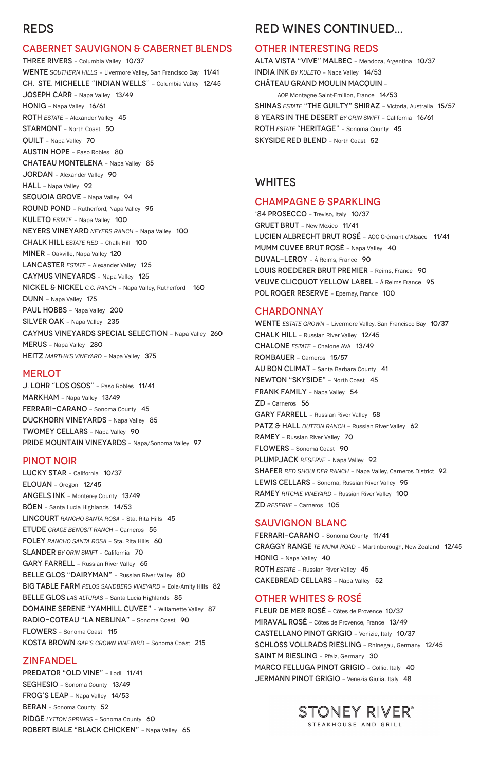# REDS

## CABERNET SAUVIGNON & CABERNET BLENDS

THREE RIVERS – Columbia Valley 10/37
WENTE *SOUTHERN HILLS* – Livermore Valley, San Francisco Bay 11/41
CH. STE. MICHELLE "INDIAN WELLS" – Columbia Valley 12/45
JOSEPH CARR – Napa Valley 13/49
HONIG – Napa Valley 16/61
ROTH *ESTATE* – Alexander Valley 45
STARMONT – North Coast 50
QUILT – Napa Valley 70
AUSTIN HOPE – Paso Robles 80
CHATEAU MONTELENA – Napa Valley 85
JORDAN – Alexander Valley 90
HALL – Napa Valley 92
SEQUOIA GROVE – Napa Valley 94
ROUND POND – Rutherford, Napa Valley 95
KULETO *ESTATE* – Napa Valley 100
NEYERS VINEYARD *NEYERS RANCH* – Napa Valley 100
CHALK HILL *ESTATE RED* – Chalk Hill 100
MINER – Oakville, Napa Valley 120
LANCASTER *ESTATE* – Alexander Valley 125
CAYMUS VINEYARDS – Napa Valley 125
NICKEL & NICKEL *C.C. RANCH* – Napa Valley, Rutherford 160
DUNN – Napa Valley 175
PAUL HOBBS – Napa Valley 200
SILVER OAK – Napa Valley 235
CAYMUS VINEYARDS SPECIAL SELECTION – Napa Valley 260
MERUS – Napa Valley 280
HEITZ *MARTHA'S VINEYARD* – Napa Valley 375

## MERLOT

J. LOHR "LOS OSOS" – Paso Robles 11/41
MARKHAM – Napa Valley 13/49
FERRARI–CARANO – Sonoma County 45
DUCKHORN VINEYARDS – Napa Valley 85
TWOMEY CELLARS – Napa Valley 90
PRIDE MOUNTAIN VINEYARDS – Napa/Sonoma Valley 97

## PINOT NOIR

LUCKY STAR – California 10/37
ELOUAN – Oregon 12/45
ANGELS INK – Monterey County 13/49
BÖEN – Santa Lucia Highlands 14/53
LINCOURT *RANCHO SANTA ROSA* – Sta. Rita Hills 45
ETUDE *GRACE BENOSIT RANCH* – Carneros 55
FOLEY *RANCHO SANTA ROSA* – Sta. Rita Hills 60
SLANDER *BY ORIN SWIFT* – California 70
GARY FARRELL – Russian River Valley 65
BELLE GLOS "DAIRYMAN" – Russian River Valley 80
BIG TABLE FARM *PELOS SANDBERG VINEYARD* – Eola-Amity Hills 82
BELLE GLOS *LAS ALTURAS* – Santa Lucia Highlands 85
DOMAINE SERENE "YAMHILL CUVEE" – Willamette Valley 87
RADIO–COTEAU "LA NEBLINA" – Sonoma Coast 90
FLOWERS – Sonoma Coast 115
KOSTA BROWN *GAP'S CROWN VINEYARD* – Sonoma Coast 215

## ZINFANDEL

PREDATOR "OLD VINE" – Lodi 11/41
SEGHESIO – Sonoma County 13/49
FROG'S LEAP – Napa Valley 14/53
BERAN – Sonoma County 52
RIDGE *LYTTON SPRINGS* – Sonoma County 60
ROBERT BIALE "BLACK CHICKEN" – Napa Valley 65

# RED WINES CONTINUED...

## OTHER INTERESTING REDS

ALTA VISTA "VIVE" MALBEC – Mendoza, Argentina 10/37
INDIA INK *BY KULETO* – Napa Valley 14/53
CHÂTEAU GRAND MOULIN MACQUIN – AOP Montagne Saint-Emilion, France 14/53
SHINAS *ESTATE* "THE GUILTY" SHIRAZ – Victoria, Australia 15/57
8 YEARS IN THE DESERT *BY ORIN SWIFT* – California 16/61
ROTH *ESTATE* "HERITAGE" – Sonoma County 45
SKYSIDE RED BLEND – North Coast 52

# WHITES

## CHAMPAGNE & SPARKLING

'84 PROSECCO – Treviso, Italy 10/37
GRUET BRUT – New Mexico 11/41
LUCIEN ALBRECHT BRUT ROSÉ – AOC Crémant d'Alsace 11/41
MUMM CUVEE BRUT ROSÉ – Napa Valley 40
DUVAL–LEROY – Á Reims, France 90
LOUIS ROEDERER BRUT PREMIER – Reims, France 90
VEUVE CLICQUOT YELLOW LABEL – Á Reims France 95
POL ROGER RESERVE – Epernay, France 100

## CHARDONNAY

WENTE *ESTATE GROWN* – Livermore Valley, San Francisco Bay 10/37
CHALK HILL – Russian River Valley 12/45
CHALONE *ESTATE* – Chalone AVA 13/49
ROMBAUER – Carneros 15/57
AU BON CLIMAT – Santa Barbara County 41
NEWTON "SKYSIDE" – North Coast 45
FRANK FAMILY – Napa Valley 54
ZD – Carneros 56
GARY FARRELL – Russian River Valley 58
PATZ & HALL *DUTTON RANCH* – Russian River Valley 62
RAMEY – Russian River Valley 70
FLOWERS – Sonoma Coast 90
PLUMPJACK *RESERVE* – Napa Valley 92
SHAFER *RED SHOULDER RANCH* – Napa Valley, Carneros District 92
LEWIS CELLARS – Sonoma, Russian River Valley 95
RAMEY *RITCHIE VINEYARD* – Russian River Valley 100
ZD *RESERVE* – Carneros 105

## SAUVIGNON BLANC

FERRARI–CARANO – Sonoma County 11/41
CRAGGY RANGE *TE MUNA ROAD* – Martinborough, New Zealand 12/45
HONIG – Napa Valley 40
ROTH *ESTATE* – Russian River Valley 45
CAKEBREAD CELLARS – Napa Valley 52

## OTHER WHITES & ROSÉ

FLEUR DE MER ROSÉ – Côtes de Provence 10/37
MIRAVAL ROSÉ – Côtes de Provence, France 13/49
CASTELLANO PINOT GRIGIO – Venizie, Italy 10/37
SCHLOSS VOLLRADS RIESLING – Rhinegau, Germany 12/45
SAINT M RIESLING – Pfalz, Germany 30
MARCO FELLUGA PINOT GRIGIO – Collio, Italy 40
JERMANN PINOT GRIGIO – Venezia Giulia, Italy 48

STONEY RIVER®
STEAKHOUSE AND GRILL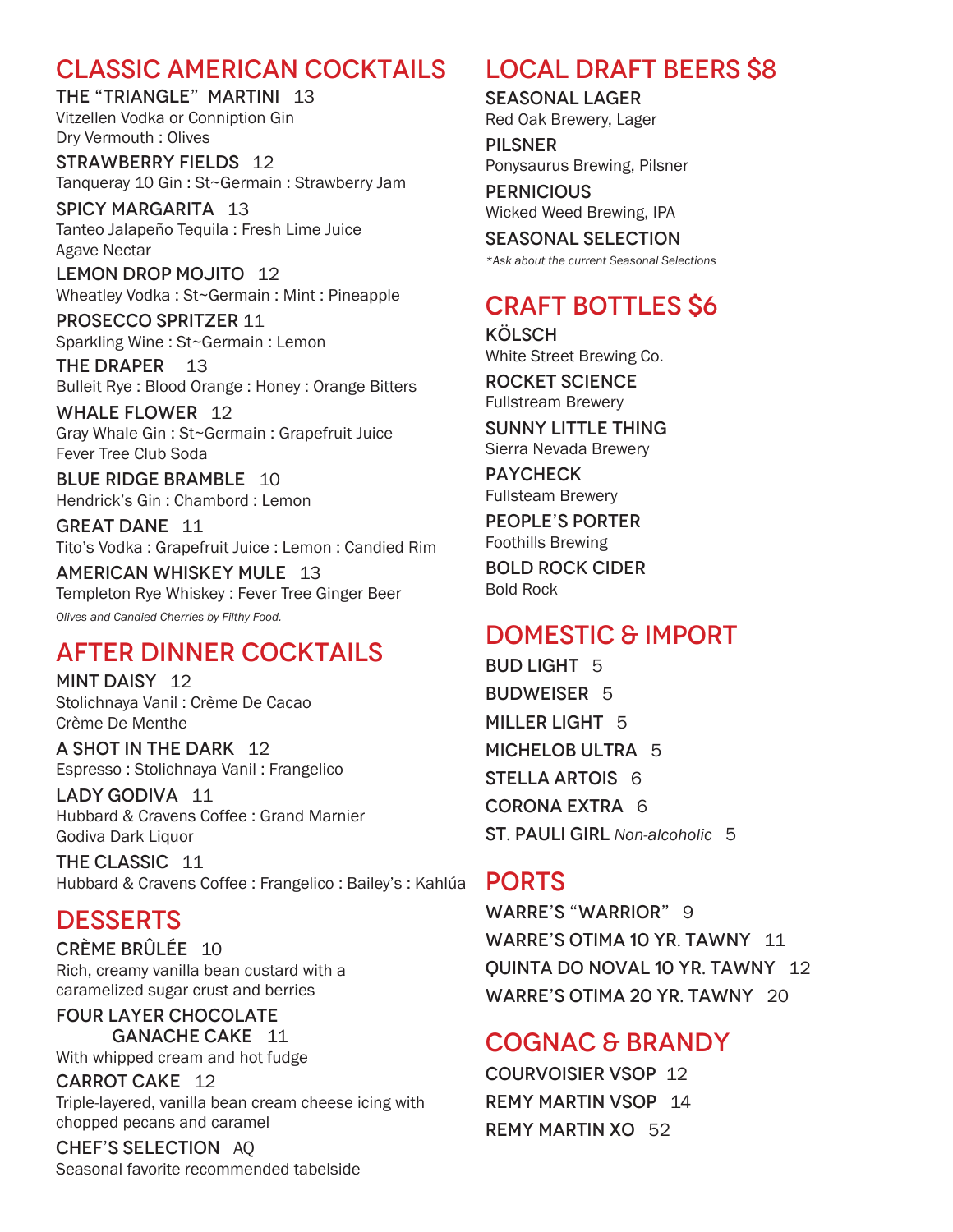## CLASSIC AMERICAN COCKTAILS

**THE "TRIANGLE" MARTINI** 13
Vitzellen Vodka or Conniption Gin
Dry Vermouth : Olives

**STRAWBERRY FIELDS** 12
Tanqueray 10 Gin : St~Germain : Strawberry Jam

**SPICY MARGARITA** 13
Tanteo Jalapeño Tequila : Fresh Lime Juice
Agave Nectar

**LEMON DROP MOJITO** 12
Wheatley Vodka : St~Germain : Mint : Pineapple

**PROSECCO SPRITZER** 11
Sparkling Wine : St~Germain : Lemon

**THE DRAPER** 13
Bulleit Rye : Blood Orange : Honey : Orange Bitters

**WHALE FLOWER** 12
Gray Whale Gin : St~Germain : Grapefruit Juice
Fever Tree Club Soda

**BLUE RIDGE BRAMBLE** 10
Hendrick's Gin : Chambord : Lemon

**GREAT DANE** 11
Tito's Vodka : Grapefruit Juice : Lemon : Candied Rim

**AMERICAN WHISKEY MULE** 13
Templeton Rye Whiskey : Fever Tree Ginger Beer

*Olives and Candied Cherries by Filthy Food.*

## AFTER DINNER COCKTAILS

**MINT DAISY** 12
Stolichnaya Vanil : Crème De Cacao
Crème De Menthe

**A SHOT IN THE DARK** 12
Espresso : Stolichnaya Vanil : Frangelico

**LADY GODIVA** 11
Hubbard & Cravens Coffee : Grand Marnier
Godiva Dark Liquor

**THE CLASSIC** 11
Hubbard & Cravens Coffee : Frangelico : Bailey's : Kahlúa

## DESSERTS

**CRÈME BRÛLÉE** 10
Rich, creamy vanilla bean custard with a caramelized sugar crust and berries

**FOUR LAYER CHOCOLATE GANACHE CAKE** 11
With whipped cream and hot fudge

**CARROT CAKE** 12
Triple-layered, vanilla bean cream cheese icing with chopped pecans and caramel

**CHEF'S SELECTION** AQ
Seasonal favorite recommended tabelside

## LOCAL DRAFT BEERS $8

**SEASONAL LAGER**
Red Oak Brewery, Lager

**PILSNER**
Ponysaurus Brewing, Pilsner

**PERNICIOUS**
Wicked Weed Brewing, IPA

**SEASONAL SELECTION**
*\*Ask about the current Seasonal Selections*

## CRAFT BOTTLES $6

**KÖLSCH**
White Street Brewing Co.

**ROCKET SCIENCE**
Fullstream Brewery

**SUNNY LITTLE THING**
Sierra Nevada Brewery

**PAYCHECK**
Fullsteam Brewery

**PEOPLE'S PORTER**
Foothills Brewing

**BOLD ROCK CIDER**
Bold Rock

## DOMESTIC & IMPORT

**BUD LIGHT** 5
**BUDWEISER** 5
**MILLER LIGHT** 5
**MICHELOB ULTRA** 5
**STELLA ARTOIS** 6
**CORONA EXTRA** 6
**ST. PAULI GIRL** *Non-alcoholic* 5

## PORTS

**WARRE'S "WARRIOR"** 9
**WARRE'S OTIMA 10 YR. TAWNY** 11
**QUINTA DO NOVAL 10 YR. TAWNY** 12
**WARRE'S OTIMA 20 YR. TAWNY** 20

## COGNAC & BRANDY

**COURVOISIER VSOP** 12
**REMY MARTIN VSOP** 14
**REMY MARTIN XO** 52